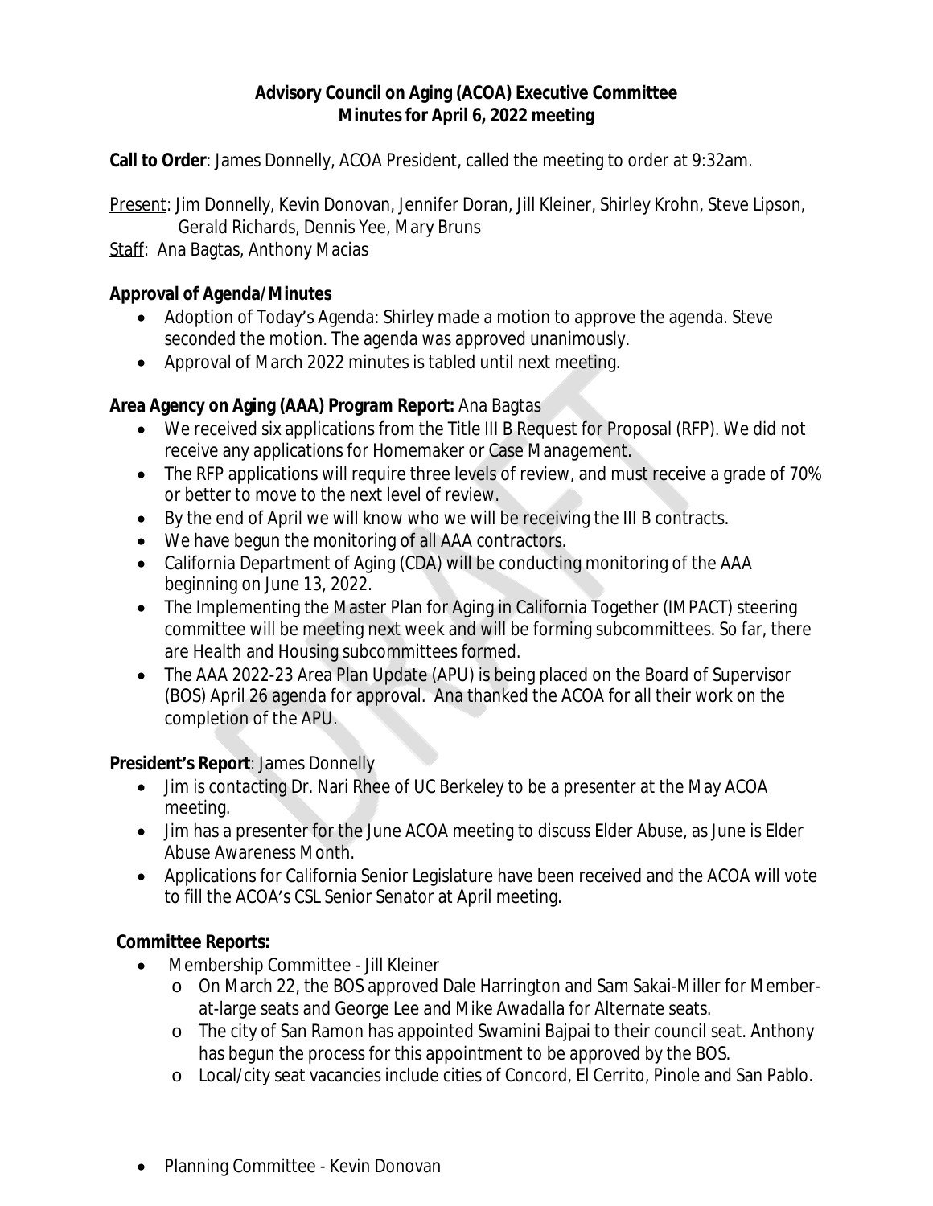**Advisory Council on Aging (ACOA) Executive Committee**
**Minutes for April 6, 2022 meeting**

**Call to Order**: James Donnelly, ACOA President, called the meeting to order at 9:32am.

Present: Jim Donnelly, Kevin Donovan, Jennifer Doran, Jill Kleiner, Shirley Krohn, Steve Lipson, Gerald Richards, Dennis Yee, Mary Bruns

Staff: Ana Bagtas, Anthony Macias

**Approval of Agenda/Minutes**

- Adoption of Today's Agenda: Shirley made a motion to approve the agenda. Steve seconded the motion. The agenda was approved unanimously.
- Approval of March 2022 minutes is tabled until next meeting.

**Area Agency on Aging (AAA) Program Report:** Ana Bagtas

- We received six applications from the Title III B Request for Proposal (RFP). We did not receive any applications for Homemaker or Case Management.
- The RFP applications will require three levels of review, and must receive a grade of 70% or better to move to the next level of review.
- By the end of April we will know who we will be receiving the III B contracts.
- We have begun the monitoring of all AAA contractors.
- California Department of Aging (CDA) will be conducting monitoring of the AAA beginning on June 13, 2022.
- The Implementing the Master Plan for Aging in California Together (IMPACT) steering committee will be meeting next week and will be forming subcommittees. So far, there are Health and Housing subcommittees formed.
- The AAA 2022-23 Area Plan Update (APU) is being placed on the Board of Supervisor (BOS) April 26 agenda for approval. Ana thanked the ACOA for all their work on the completion of the APU.

**President's Report**: James Donnelly

- Jim is contacting Dr. Nari Rhee of UC Berkeley to be a presenter at the May ACOA meeting.
- Jim has a presenter for the June ACOA meeting to discuss Elder Abuse, as June is Elder Abuse Awareness Month.
- Applications for California Senior Legislature have been received and the ACOA will vote to fill the ACOA's CSL Senior Senator at April meeting.

**Committee Reports:**

- Membership Committee - Jill Kleiner
  - On March 22, the BOS approved Dale Harrington and Sam Sakai-Miller for Member-at-large seats and George Lee and Mike Awadalla for Alternate seats.
  - The city of San Ramon has appointed Swamini Bajpai to their council seat. Anthony has begun the process for this appointment to be approved by the BOS.
  - Local/city seat vacancies include cities of Concord, El Cerrito, Pinole and San Pablo.

- Planning Committee - Kevin Donovan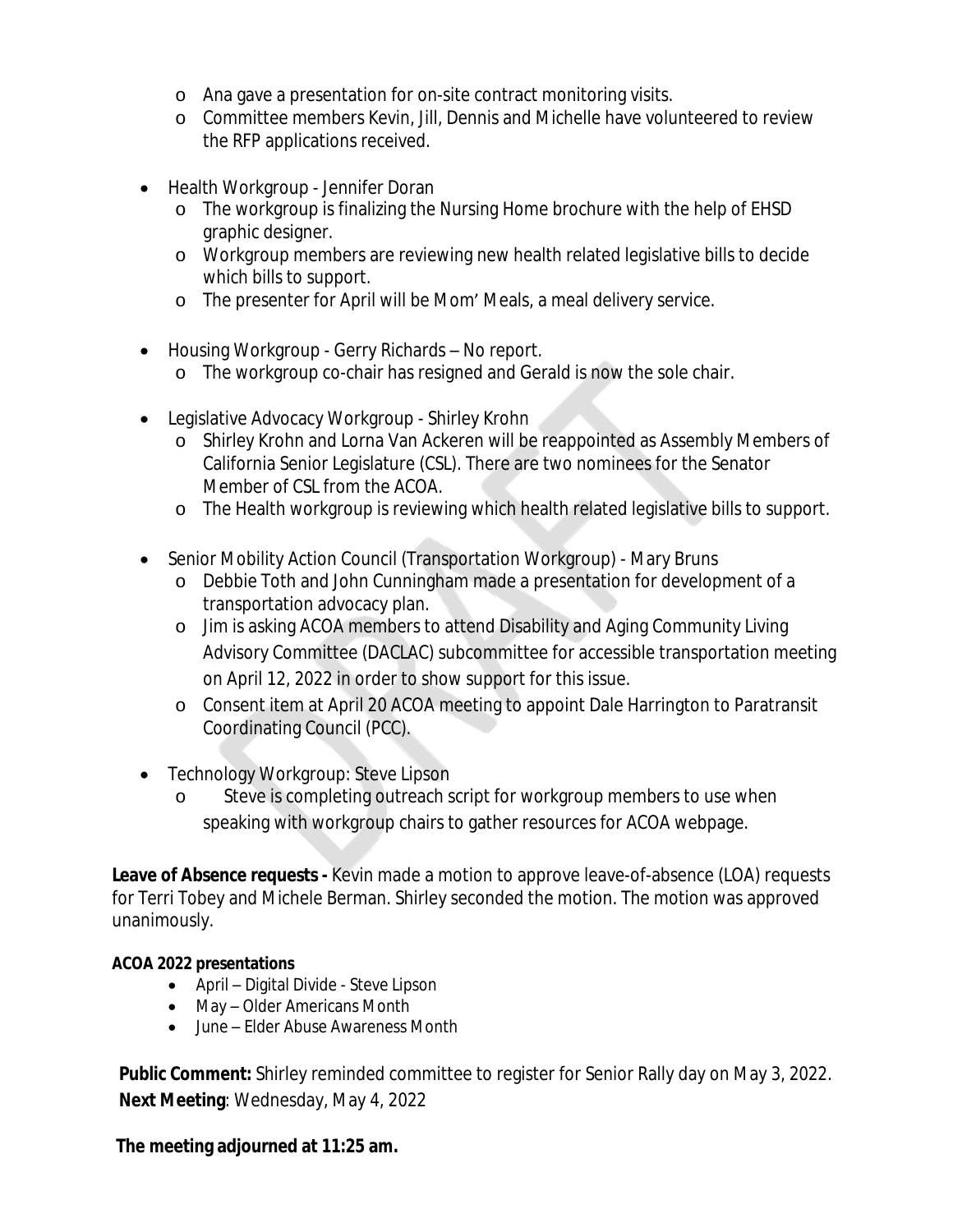- Ana gave a presentation for on-site contract monitoring visits.
- Committee members Kevin, Jill, Dennis and Michelle have volunteered to review the RFP applications received.

- Health Workgroup - Jennifer Doran
  - The workgroup is finalizing the Nursing Home brochure with the help of EHSD graphic designer.
  - Workgroup members are reviewing new health related legislative bills to decide which bills to support.
  - The presenter for April will be Mom' Meals, a meal delivery service.

- Housing Workgroup - Gerry Richards – No report.
  - The workgroup co-chair has resigned and Gerald is now the sole chair.

- Legislative Advocacy Workgroup - Shirley Krohn
  - Shirley Krohn and Lorna Van Ackeren will be reappointed as Assembly Members of California Senior Legislature (CSL). There are two nominees for the Senator Member of CSL from the ACOA.
  - The Health workgroup is reviewing which health related legislative bills to support.

- Senior Mobility Action Council (Transportation Workgroup) - Mary Bruns
  - Debbie Toth and John Cunningham made a presentation for development of a transportation advocacy plan.
  - Jim is asking ACOA members to attend Disability and Aging Community Living Advisory Committee (DACLAC) subcommittee for accessible transportation meeting on April 12, 2022 in order to show support for this issue.
  - Consent item at April 20 ACOA meeting to appoint Dale Harrington to Paratransit Coordinating Council (PCC).

- Technology Workgroup: Steve Lipson
  - Steve is completing outreach script for workgroup members to use when speaking with workgroup chairs to gather resources for ACOA webpage.

**Leave of Absence requests -** Kevin made a motion to approve leave-of-absence (LOA) requests for Terri Tobey and Michele Berman. Shirley seconded the motion. The motion was approved unanimously.

**ACOA 2022 presentations**

- April – Digital Divide - Steve Lipson
- May – Older Americans Month
- June – Elder Abuse Awareness Month

**Public Comment:** Shirley reminded committee to register for Senior Rally day on May 3, 2022.
**Next Meeting**: Wednesday, May 4, 2022

**The meeting adjourned at 11:25 am.**